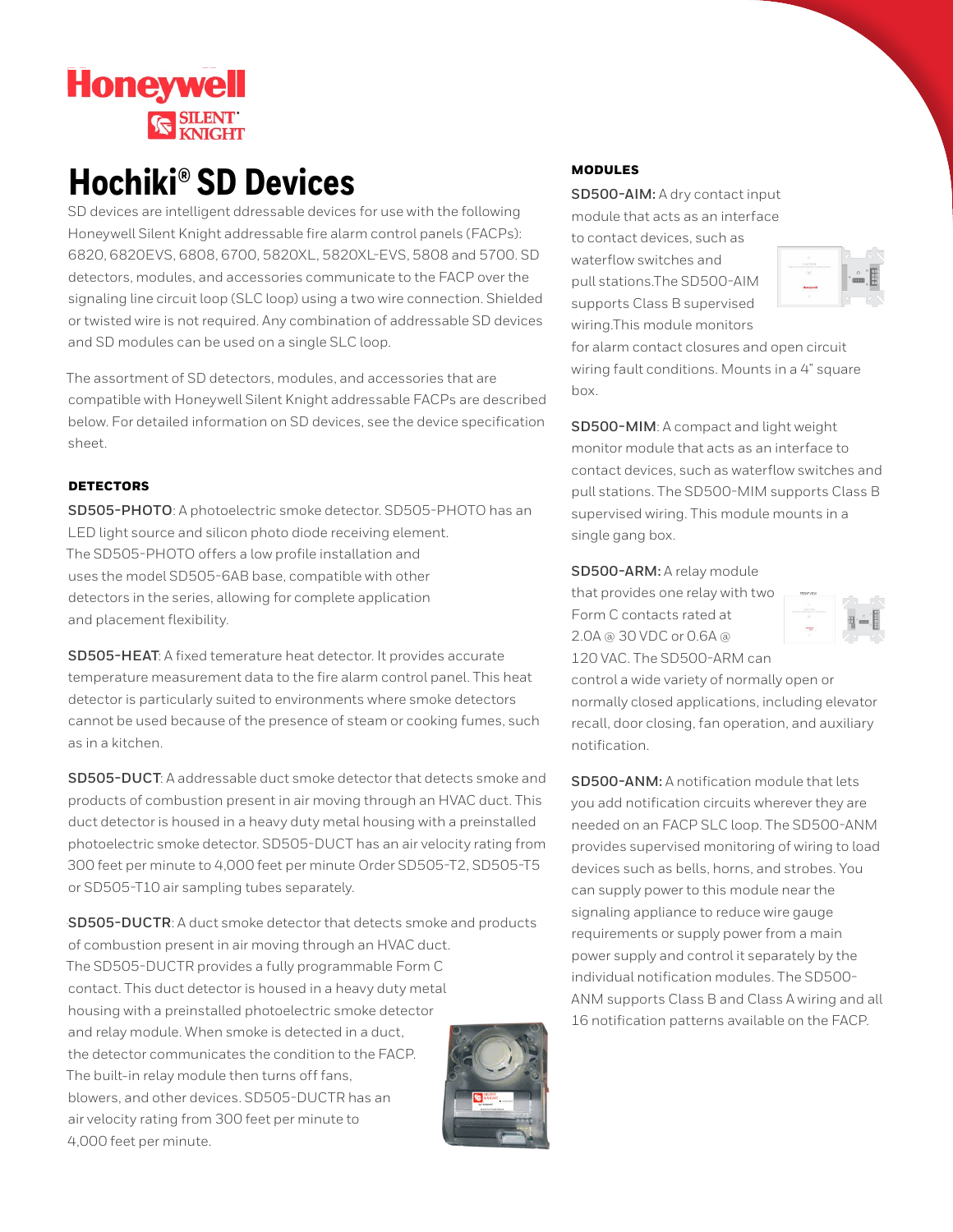Honeywell SILENT KNIGHT

# Hochiki® SD Devices

SD devices are intelligent ddressable devices for use with the following Honeywell Silent Knight addressable fire alarm control panels (FACPs): 6820, 6820EVS, 6808, 6700, 5820XL, 5820XL-EVS, 5808 and 5700. SD detectors, modules, and accessories communicate to the FACP over the signaling line circuit loop (SLC loop) using a two wire connection. Shielded or twisted wire is not required. Any combination of addressable SD devices and SD modules can be used on a single SLC loop.

The assortment of SD detectors, modules, and accessories that are compatible with Honeywell Silent Knight addressable FACPs are described below. For detailed information on SD devices, see the device specification sheet.

## DETECTORS

**SD505-PHOTO**: A photoelectric smoke detector. SD505-PHOTO has an LED light source and silicon photo diode receiving element. The SD505-PHOTO offers a low profile installation and uses the model SD505-6AB base, compatible with other detectors in the series, allowing for complete application and placement flexibility.

**SD505-HEAT**: A fixed temerature heat detector. It provides accurate temperature measurement data to the fire alarm control panel. This heat detector is particularly suited to environments where smoke detectors cannot be used because of the presence of steam or cooking fumes, such as in a kitchen.

**SD505-DUCT**: A addressable duct smoke detector that detects smoke and products of combustion present in air moving through an HVAC duct. This duct detector is housed in a heavy duty metal housing with a preinstalled photoelectric smoke detector. SD505-DUCT has an air velocity rating from 300 feet per minute to 4,000 feet per minute Order SD505-T2, SD505-T5 or SD505-T10 air sampling tubes separately.

**SD505-DUCTR**: A duct smoke detector that detects smoke and products of combustion present in air moving through an HVAC duct. The SD505-DUCTR provides a fully programmable Form C contact. This duct detector is housed in a heavy duty metal housing with a preinstalled photoelectric smoke detector and relay module. When smoke is detected in a duct, the detector communicates the condition to the FACP. The built-in relay module then turns off fans, blowers, and other devices. SD505-DUCTR has an air velocity rating from 300 feet per minute to 4,000 feet per minute.

## MODULES

**SD500-AIM:** A dry contact input module that acts as an interface to contact devices, such as waterflow switches and pull stations.The SD500-AIM supports Class B supervised wiring.This module monitors for alarm contact closures and open circuit wiring fault conditions. Mounts in a 4" square box.

**SD500-MIM**: A compact and light weight monitor module that acts as an interface to contact devices, such as waterflow switches and pull stations. The SD500-MIM supports Class B supervised wiring. This module mounts in a single gang box.

**SD500-ARM:** A relay module that provides one relay with two Form C contacts rated at 2.0A @ 30 VDC or 0.6A @ 120 VAC. The SD500-ARM can control a wide variety of normally open or normally closed applications, including elevator recall, door closing, fan operation, and auxiliary notification.

**SD500-ANM:** A notification module that lets you add notification circuits wherever they are needed on an FACP SLC loop. The SD500-ANM provides supervised monitoring of wiring to load devices such as bells, horns, and strobes. You can supply power to this module near the signaling appliance to reduce wire gauge requirements or supply power from a main power supply and control it separately by the individual notification modules. The SD500-ANM supports Class B and Class A wiring and all 16 notification patterns available on the FACP.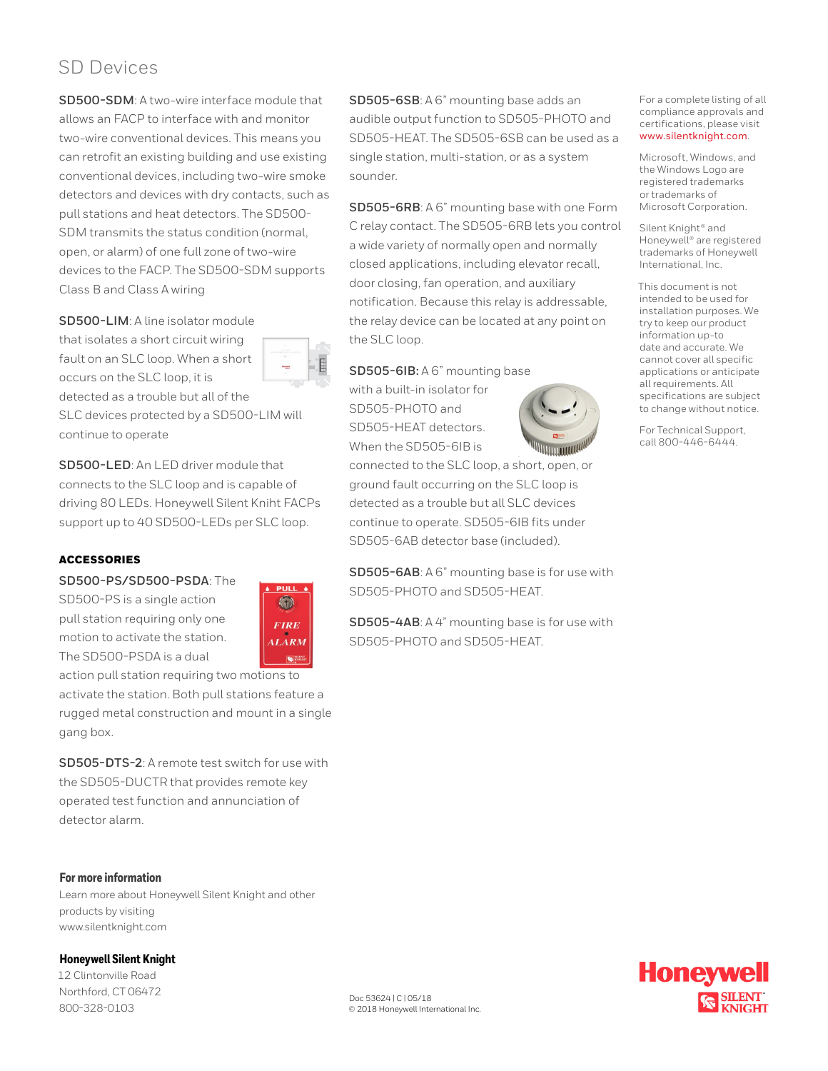## SD Devices

**SD500-SDM**: A two-wire interface module that allows an FACP to interface with and monitor two-wire conventional devices. This means you can retrofit an existing building and use existing conventional devices, including two-wire smoke detectors and devices with dry contacts, such as pull stations and heat detectors. The SD500-SDM transmits the status condition (normal, open, or alarm) of one full zone of two-wire devices to the FACP. The SD500-SDM supports Class B and Class A wiring

**SD500-LIM**: A line isolator module that isolates a short circuit wiring fault on an SLC loop. When a short occurs on the SLC loop, it is detected as a trouble but all of the SLC devices protected by a SD500-LIM will continue to operate

**SD500-LED**: An LED driver module that connects to the SLC loop and is capable of driving 80 LEDs. Honeywell Silent Kniht FACPs support up to 40 SD500-LEDs per SLC loop.

### ACCESSORIES

**SD500-PS/SD500-PSDA**: The SD500-PS is a single action pull station requiring only one motion to activate the station. The SD500-PSDA is a dual action pull station requiring two motions to activate the station. Both pull stations feature a rugged metal construction and mount in a single gang box.

**SD505-DTS-2**: A remote test switch for use with the SD505-DUCTR that provides remote key operated test function and annunciation of detector alarm.

**SD505-6SB**: A 6" mounting base adds an audible output function to SD505-PHOTO and SD505-HEAT. The SD505-6SB can be used as a single station, multi-station, or as a system sounder.

**SD505-6RB**: A 6" mounting base with one Form C relay contact. The SD505-6RB lets you control a wide variety of normally open and normally closed applications, including elevator recall, door closing, fan operation, and auxiliary notification. Because this relay is addressable, the relay device can be located at any point on the SLC loop.

**SD505-6IB:** A 6" mounting base with a built-in isolator for SD505-PHOTO and SD505-HEAT detectors. When the SD505-6IB is connected to the SLC loop, a short, open, or ground fault occurring on the SLC loop is detected as a trouble but all SLC devices continue to operate. SD505-6IB fits under SD505-6AB detector base (included).

**SD505-6AB**: A 6" mounting base is for use with SD505-PHOTO and SD505-HEAT.

**SD505-4AB**: A 4" mounting base is for use with SD505-PHOTO and SD505-HEAT.

For a complete listing of all compliance approvals and certifications, please visit www.silentknight.com.

Microsoft, Windows, and the Windows Logo are registered trademarks or trademarks of Microsoft Corporation.

Silent Knight® and Honeywell® are registered trademarks of Honeywell International, Inc.

This document is not intended to be used for installation purposes. We try to keep our product information up-to date and accurate. We cannot cover all specific applications or anticipate all requirements. All specifications are subject to change without notice.

For Technical Support, call 800-446-6444.

**For more information**

Learn more about Honeywell Silent Knight and other products by visiting www.silentknight.com

**Honeywell Silent Knight**

12 Clintonville Road
Northford, CT 06472
800-328-0103

Doc 53624 | C | 05/18
© 2018 Honeywell International Inc.